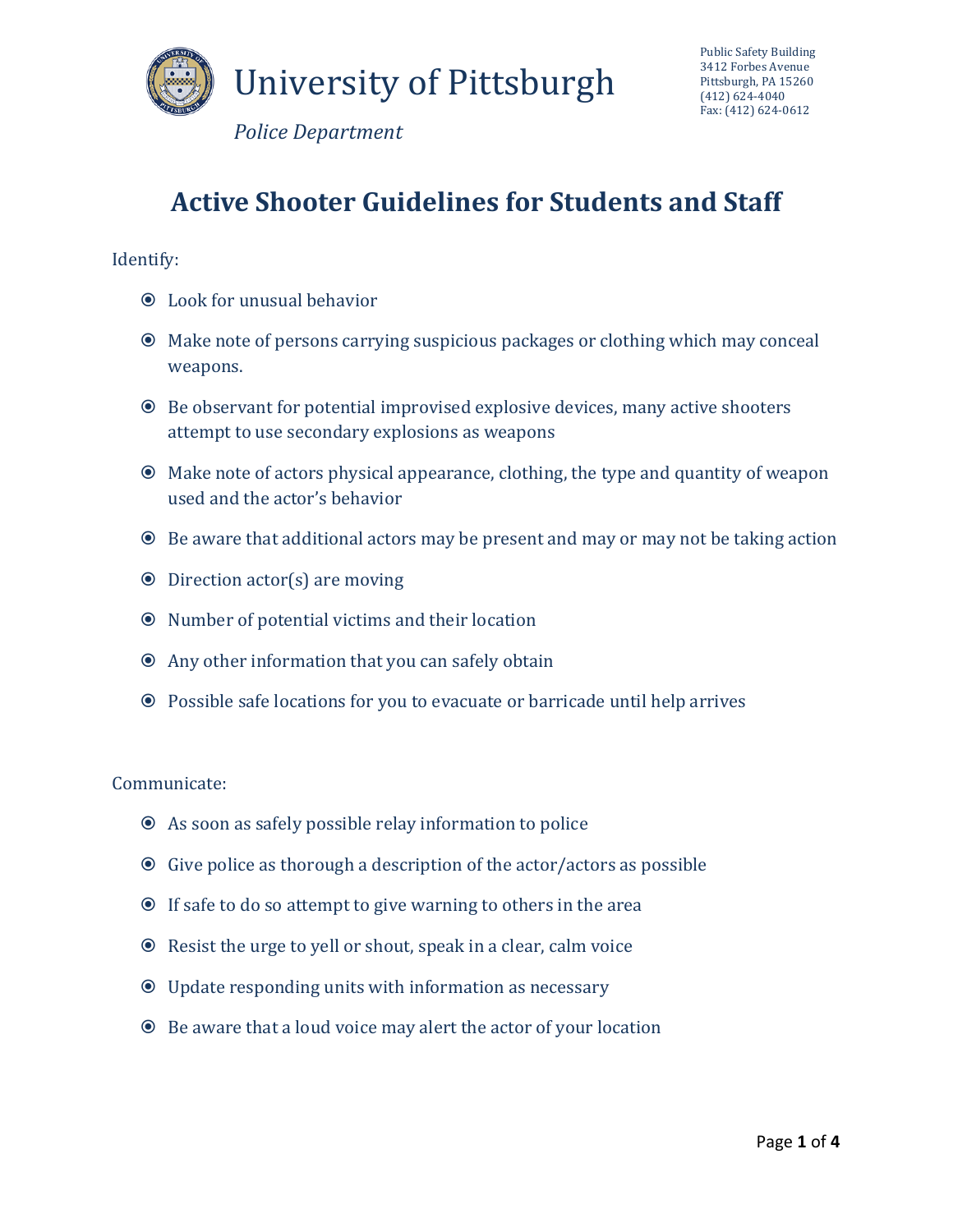# University of Pittsburgh

*Police Department*

Public Safety Building
3412 Forbes Avenue
Pittsburgh, PA 15260
(412) 624-4040
Fax: (412) 624-0612

## Active Shooter Guidelines for Students and Staff

Identify:

- Look for unusual behavior
- Make note of persons carrying suspicious packages or clothing which may conceal weapons.
- Be observant for potential improvised explosive devices, many active shooters attempt to use secondary explosions as weapons
- Make note of actors physical appearance, clothing, the type and quantity of weapon used and the actor's behavior
- Be aware that additional actors may be present and may or may not be taking action
- Direction actor(s) are moving
- Number of potential victims and their location
- Any other information that you can safely obtain
- Possible safe locations for you to evacuate or barricade until help arrives

Communicate:

- As soon as safely possible relay information to police
- Give police as thorough a description of the actor/actors as possible
- If safe to do so attempt to give warning to others in the area
- Resist the urge to yell or shout, speak in a clear, calm voice
- Update responding units with information as necessary
- Be aware that a loud voice may alert the actor of your location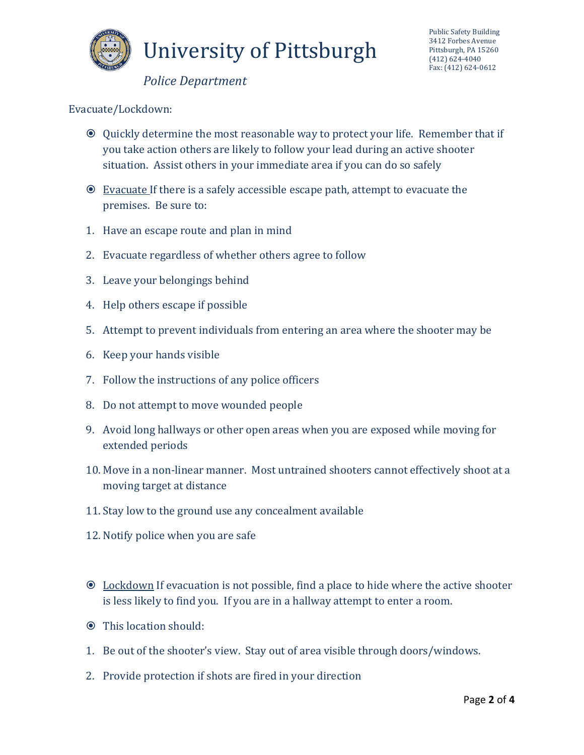Evacuate/Lockdown:

- Quickly determine the most reasonable way to protect your life. Remember that if you take action others are likely to follow your lead during an active shooter situation. Assist others in your immediate area if you can do so safely

- Evacuate If there is a safely accessible escape path, attempt to evacuate the premises. Be sure to:

1. Have an escape route and plan in mind
2. Evacuate regardless of whether others agree to follow
3. Leave your belongings behind
4. Help others escape if possible
5. Attempt to prevent individuals from entering an area where the shooter may be
6. Keep your hands visible
7. Follow the instructions of any police officers
8. Do not attempt to move wounded people
9. Avoid long hallways or other open areas when you are exposed while moving for extended periods
10. Move in a non-linear manner. Most untrained shooters cannot effectively shoot at a moving target at distance
11. Stay low to the ground use any concealment available
12. Notify police when you are safe

- Lockdown If evacuation is not possible, find a place to hide where the active shooter is less likely to find you. If you are in a hallway attempt to enter a room.

- This location should:

1. Be out of the shooter's view. Stay out of area visible through doors/windows.
2. Provide protection if shots are fired in your direction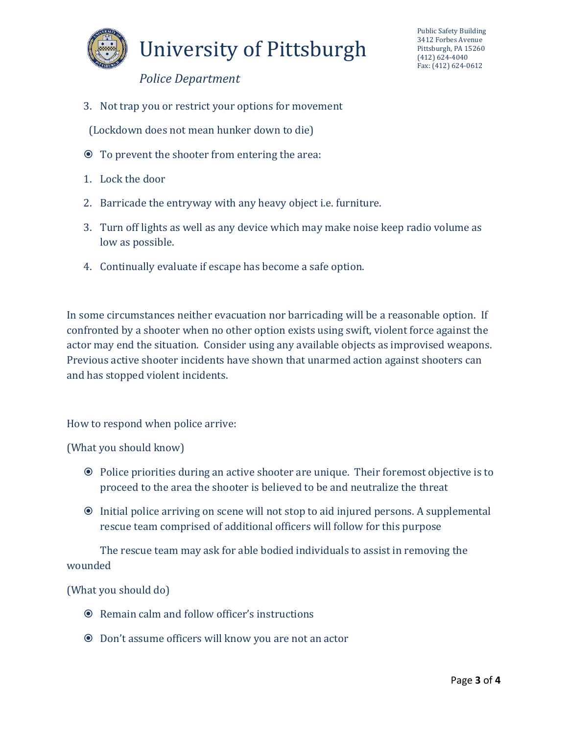3. Not trap you or restrict your options for movement

(Lockdown does not mean hunker down to die)

- To prevent the shooter from entering the area:

1. Lock the door
2. Barricade the entryway with any heavy object i.e. furniture.
3. Turn off lights as well as any device which may make noise keep radio volume as low as possible.
4. Continually evaluate if escape has become a safe option.

In some circumstances neither evacuation nor barricading will be a reasonable option. If confronted by a shooter when no other option exists using swift, violent force against the actor may end the situation. Consider using any available objects as improvised weapons. Previous active shooter incidents have shown that unarmed action against shooters can and has stopped violent incidents.

How to respond when police arrive:

(What you should know)

- Police priorities during an active shooter are unique. Their foremost objective is to proceed to the area the shooter is believed to be and neutralize the threat
- Initial police arriving on scene will not stop to aid injured persons. A supplemental rescue team comprised of additional officers will follow for this purpose

The rescue team may ask for able bodied individuals to assist in removing the wounded

(What you should do)

- Remain calm and follow officer's instructions
- Don't assume officers will know you are not an actor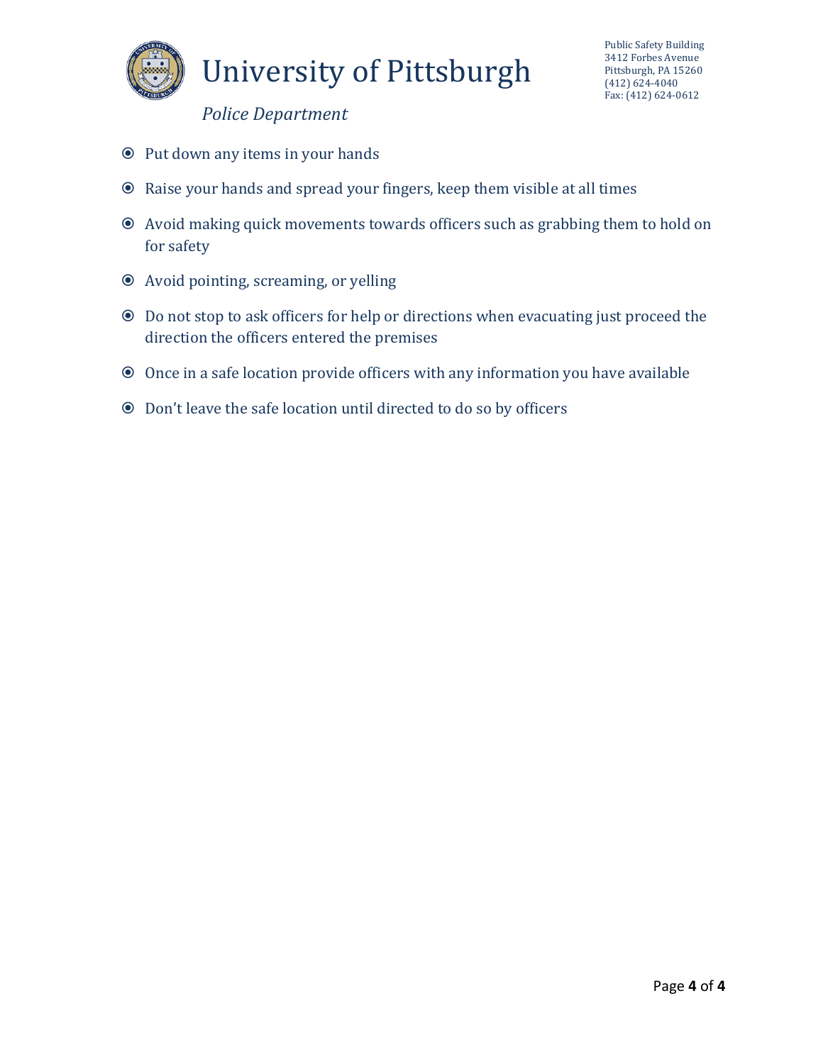- Put down any items in your hands
- Raise your hands and spread your fingers, keep them visible at all times
- Avoid making quick movements towards officers such as grabbing them to hold on for safety
- Avoid pointing, screaming, or yelling
- Do not stop to ask officers for help or directions when evacuating just proceed the direction the officers entered the premises
- Once in a safe location provide officers with any information you have available
- Don't leave the safe location until directed to do so by officers